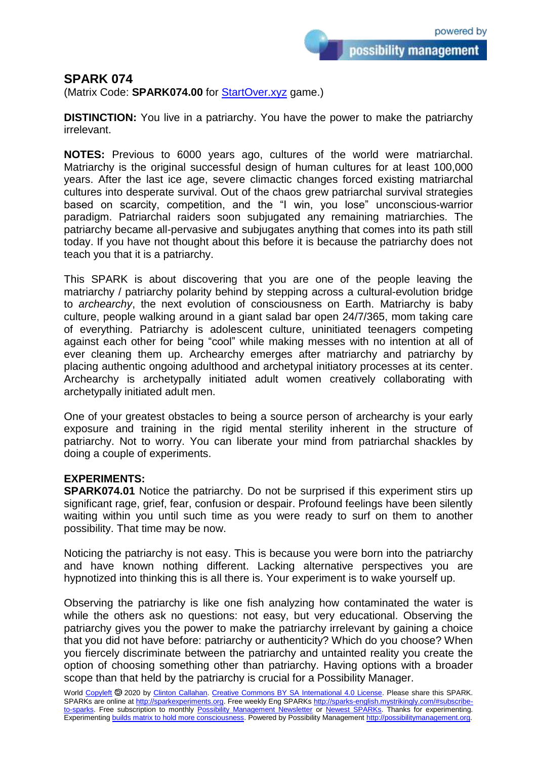# SPARK 074

(Matrix Code: **SPARK074.00** for [StartOver.xyz](StartOver.xyz) game.)

**DISTINCTION:** You live in a patriarchy. You have the power to make the patriarchy irrelevant.

**NOTES:** Previous to 6000 years ago, cultures of the world were matriarchal. Matriarchy is the original successful design of human cultures for at least 100,000 years. After the last ice age, severe climactic changes forced existing matriarchal cultures into desperate survival. Out of the chaos grew patriarchal survival strategies based on scarcity, competition, and the "I win, you lose" unconscious-warrior paradigm. Patriarchal raiders soon subjugated any remaining matriarchies. The patriarchy became all-pervasive and subjugates anything that comes into its path still today. If you have not thought about this before it is because the patriarchy does not teach you that it is a patriarchy.

This SPARK is about discovering that you are one of the people leaving the matriarchy / patriarchy polarity behind by stepping across a cultural-evolution bridge to *archearchy*, the next evolution of consciousness on Earth. Matriarchy is baby culture, people walking around in a giant salad bar open 24/7/365, mom taking care of everything. Patriarchy is adolescent culture, uninitiated teenagers competing against each other for being "cool" while making messes with no intention at all of ever cleaning them up. Archearchy emerges after matriarchy and patriarchy by placing authentic ongoing adulthood and archetypal initiatory processes at its center. Archearchy is archetypally initiated adult women creatively collaborating with archetypally initiated adult men.

One of your greatest obstacles to being a source person of archearchy is your early exposure and training in the rigid mental sterility inherent in the structure of patriarchy. Not to worry. You can liberate your mind from patriarchal shackles by doing a couple of experiments.

**EXPERIMENTS:**

**SPARK074.01** Notice the patriarchy. Do not be surprised if this experiment stirs up significant rage, grief, fear, confusion or despair. Profound feelings have been silently waiting within you until such time as you were ready to surf on them to another possibility. That time may be now.

Noticing the patriarchy is not easy. This is because you were born into the patriarchy and have known nothing different. Lacking alternative perspectives you are hypnotized into thinking this is all there is. Your experiment is to wake yourself up.

Observing the patriarchy is like one fish analyzing how contaminated the water is while the others ask no questions: not easy, but very educational. Observing the patriarchy gives you the power to make the patriarchy irrelevant by gaining a choice that you did not have before: patriarchy or authenticity? Which do you choose? When you fiercely discriminate between the patriarchy and untainted reality you create the option of choosing something other than patriarchy. Having options with a broader scope than that held by the patriarchy is crucial for a Possibility Manager.

World [Copyleft](Copyleft) 🄯 2020 by [Clinton Callahan](Clinton Callahan). [Creative Commons BY SA International 4.0 License](Creative Commons BY SA International 4.0 License). Please share this SPARK. SPARKs are online at [http://sparkexperiments.org](http://sparkexperiments.org). Free weekly Eng SPARKs [http://sparks-english.mystrikingly.com/#subscribe-to-sparks](http://sparks-english.mystrikingly.com/#subscribe-to-sparks). Free subscription to monthly [Possibility Management Newsletter](Possibility Management Newsletter) or [Newest SPARKs](Newest SPARKs). Thanks for experimenting. Experimenting [builds matrix to hold more consciousness](builds matrix to hold more consciousness). Powered by Possibility Management [http://possibilitymanagement.org](http://possibilitymanagement.org).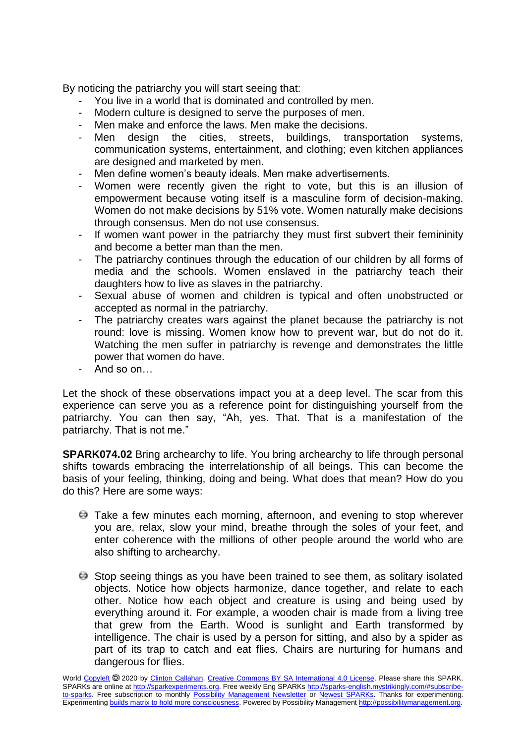By noticing the patriarchy you will start seeing that:

- You live in a world that is dominated and controlled by men.
- Modern culture is designed to serve the purposes of men.
- Men make and enforce the laws. Men make the decisions.
- Men design the cities, streets, buildings, transportation systems, communication systems, entertainment, and clothing; even kitchen appliances are designed and marketed by men.
- Men define women's beauty ideals. Men make advertisements.
- Women were recently given the right to vote, but this is an illusion of empowerment because voting itself is a masculine form of decision-making. Women do not make decisions by 51% vote. Women naturally make decisions through consensus. Men do not use consensus.
- If women want power in the patriarchy they must first subvert their femininity and become a better man than the men.
- The patriarchy continues through the education of our children by all forms of media and the schools. Women enslaved in the patriarchy teach their daughters how to live as slaves in the patriarchy.
- Sexual abuse of women and children is typical and often unobstructed or accepted as normal in the patriarchy.
- The patriarchy creates wars against the planet because the patriarchy is not round: love is missing. Women know how to prevent war, but do not do it. Watching the men suffer in patriarchy is revenge and demonstrates the little power that women do have.
- And so on…

Let the shock of these observations impact you at a deep level. The scar from this experience can serve you as a reference point for distinguishing yourself from the patriarchy. You can then say, "Ah, yes. That. That is a manifestation of the patriarchy. That is not me."

**SPARK074.02** Bring archearchy to life. You bring archearchy to life through personal shifts towards embracing the interrelationship of all beings. This can become the basis of your feeling, thinking, doing and being. What does that mean? How do you do this? Here are some ways:

- Take a few minutes each morning, afternoon, and evening to stop wherever you are, relax, slow your mind, breathe through the soles of your feet, and enter coherence with the millions of other people around the world who are also shifting to archearchy.

- Stop seeing things as you have been trained to see them, as solitary isolated objects. Notice how objects harmonize, dance together, and relate to each other. Notice how each object and creature is using and being used by everything around it. For example, a wooden chair is made from a living tree that grew from the Earth. Wood is sunlight and Earth transformed by intelligence. The chair is used by a person for sitting, and also by a spider as part of its trap to catch and eat flies. Chairs are nurturing for humans and dangerous for flies.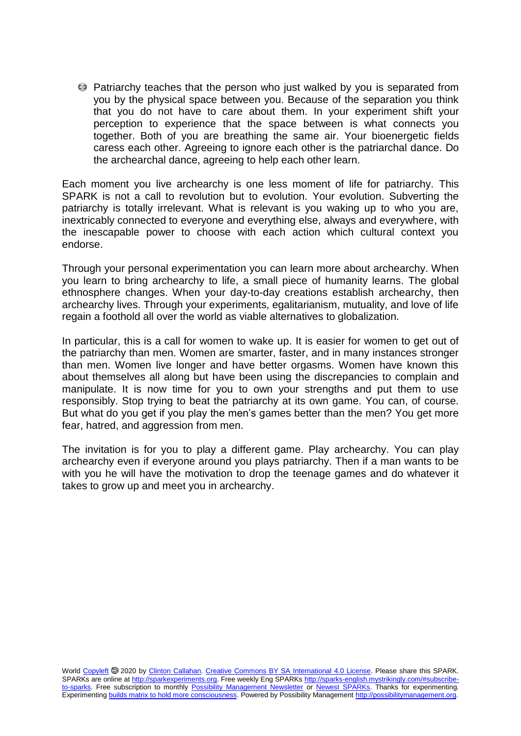- Patriarchy teaches that the person who just walked by you is separated from you by the physical space between you. Because of the separation you think that you do not have to care about them. In your experiment shift your perception to experience that the space between is what connects you together. Both of you are breathing the same air. Your bioenergetic fields caress each other. Agreeing to ignore each other is the patriarchal dance. Do the archearchal dance, agreeing to help each other learn.

Each moment you live archearchy is one less moment of life for patriarchy. This SPARK is not a call to revolution but to evolution. Your evolution. Subverting the patriarchy is totally irrelevant. What is relevant is you waking up to who you are, inextricably connected to everyone and everything else, always and everywhere, with the inescapable power to choose with each action which cultural context you endorse.

Through your personal experimentation you can learn more about archearchy. When you learn to bring archearchy to life, a small piece of humanity learns. The global ethnosphere changes. When your day-to-day creations establish archearchy, then archearchy lives. Through your experiments, egalitarianism, mutuality, and love of life regain a foothold all over the world as viable alternatives to globalization.

In particular, this is a call for women to wake up. It is easier for women to get out of the patriarchy than men. Women are smarter, faster, and in many instances stronger than men. Women live longer and have better orgasms. Women have known this about themselves all along but have been using the discrepancies to complain and manipulate. It is now time for you to own your strengths and put them to use responsibly. Stop trying to beat the patriarchy at its own game. You can, of course. But what do you get if you play the men's games better than the men? You get more fear, hatred, and aggression from men.

The invitation is for you to play a different game. Play archearchy. You can play archearchy even if everyone around you plays patriarchy. Then if a man wants to be with you he will have the motivation to drop the teenage games and do whatever it takes to grow up and meet you in archearchy.

World Copyleft 🄯 2020 by Clinton Callahan. Creative Commons BY SA International 4.0 License. Please share this SPARK. SPARKs are online at http://sparkexperiments.org. Free weekly Eng SPARKs http://sparks-english.mystrikingly.com/#subscribe-to-sparks. Free subscription to monthly Possibility Management Newsletter or Newest SPARKs. Thanks for experimenting. Experimenting builds matrix to hold more consciousness. Powered by Possibility Management http://possibilitymanagement.org.